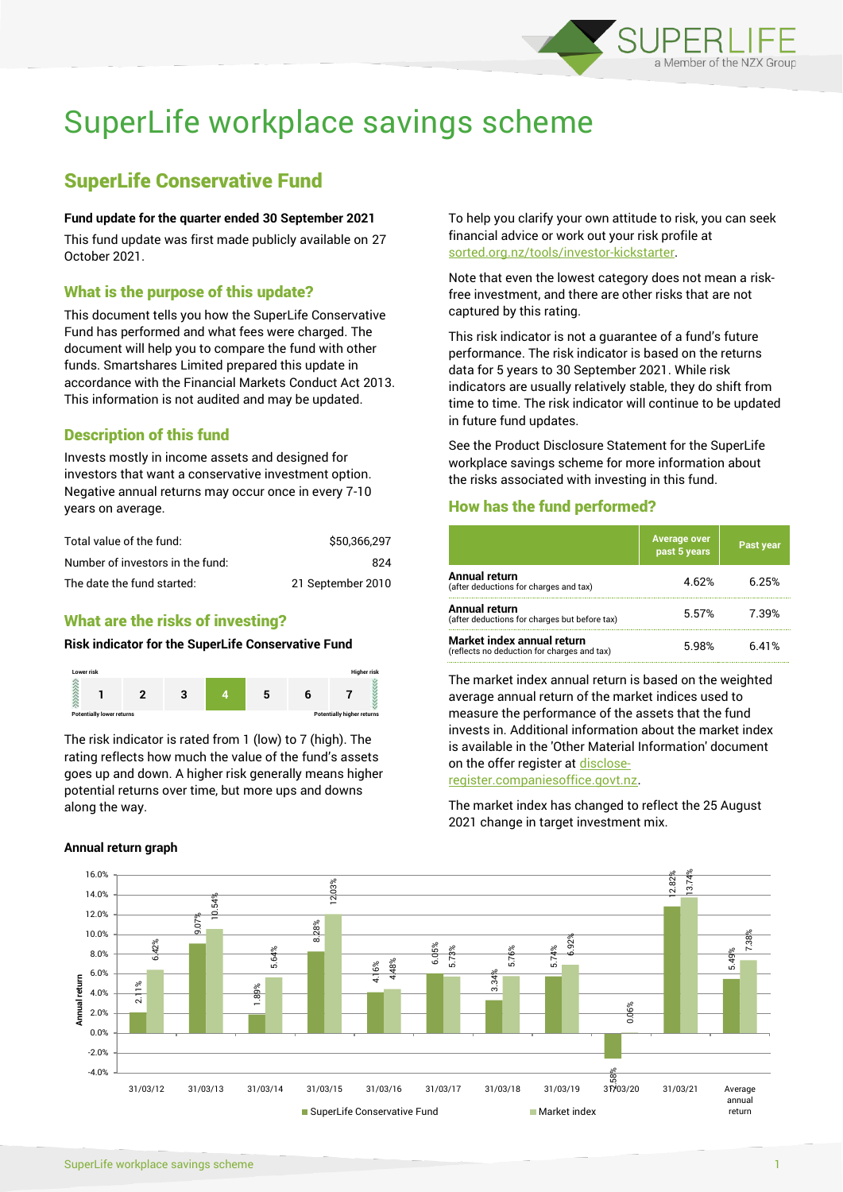# SuperLife workplace savings scheme

## SuperLife Conservative Fund

**Fund update for the quarter ended 30 September 2021**

This fund update was first made publicly available on 27 October 2021.

### What is the purpose of this update?

This document tells you how the SuperLife Conservative Fund has performed and what fees were charged. The document will help you to compare the fund with other funds. Smartshares Limited prepared this update in accordance with the Financial Markets Conduct Act 2013. This information is not audited and may be updated.

### Description of this fund

Invests mostly in income assets and designed for investors that want a conservative investment option. Negative annual returns may occur once in every 7-10 years on average.

| | |
|---|---|
| Total value of the fund: | $50,366,297 |
| Number of investors in the fund: | 824 |
| The date the fund started: | 21 September 2010 |

### What are the risks of investing?

**Risk indicator for the SuperLife Conservative Fund**

| Lower risk | | | | | | Higher risk |
|---|---|---|---|---|---|---|
| 1 | 2 | 3 | **4** | 5 | 6 | 7 |
| Potentially lower returns | | | | | | Potentially higher returns |

The risk indicator is rated from 1 (low) to 7 (high). The rating reflects how much the value of the fund's assets goes up and down. A higher risk generally means higher potential returns over time, but more ups and downs along the way.

To help you clarify your own attitude to risk, you can seek financial advice or work out your risk profile at sorted.org.nz/tools/investor-kickstarter.

Note that even the lowest category does not mean a risk-free investment, and there are other risks that are not captured by this rating.

This risk indicator is not a guarantee of a fund's future performance. The risk indicator is based on the returns data for 5 years to 30 September 2021. While risk indicators are usually relatively stable, they do shift from time to time. The risk indicator will continue to be updated in future fund updates.

See the Product Disclosure Statement for the SuperLife workplace savings scheme for more information about the risks associated with investing in this fund.

### How has the fund performed?

| | Average over past 5 years | Past year |
|---|---|---|
| **Annual return** (after deductions for charges and tax) | 4.62% | 6.25% |
| **Annual return** (after deductions for charges but before tax) | 5.57% | 7.39% |
| **Market index annual return** (reflects no deduction for charges and tax) | 5.98% | 6.41% |

The market index annual return is based on the weighted average annual return of the market indices used to measure the performance of the assets that the fund invests in. Additional information about the market index is available in the 'Other Material Information' document on the offer register at disclose-register.companiesoffice.govt.nz.

The market index has changed to reflect the 25 August 2021 change in target investment mix.

**Annual return graph**

| | SuperLife Conservative Fund | Market index |
|---|---|---|
| 31/03/12 | 2.11% | 6.42% |
| 31/03/13 | 9.07% | 10.54% |
| 31/03/14 | 1.89% | 5.64% |
| 31/03/15 | 8.28% | 12.03% |
| 31/03/16 | 4.16% | 4.48% |
| 31/03/17 | 6.05% | 5.73% |
| 31/03/18 | 3.34% | 5.76% |
| 31/03/19 | 5.74% | 6.92% |
| 31/03/20 | -2.58% | 0.06% |
| 31/03/21 | 12.82% | 13.74% |
| Average annual return | 5.49% | 7.38% |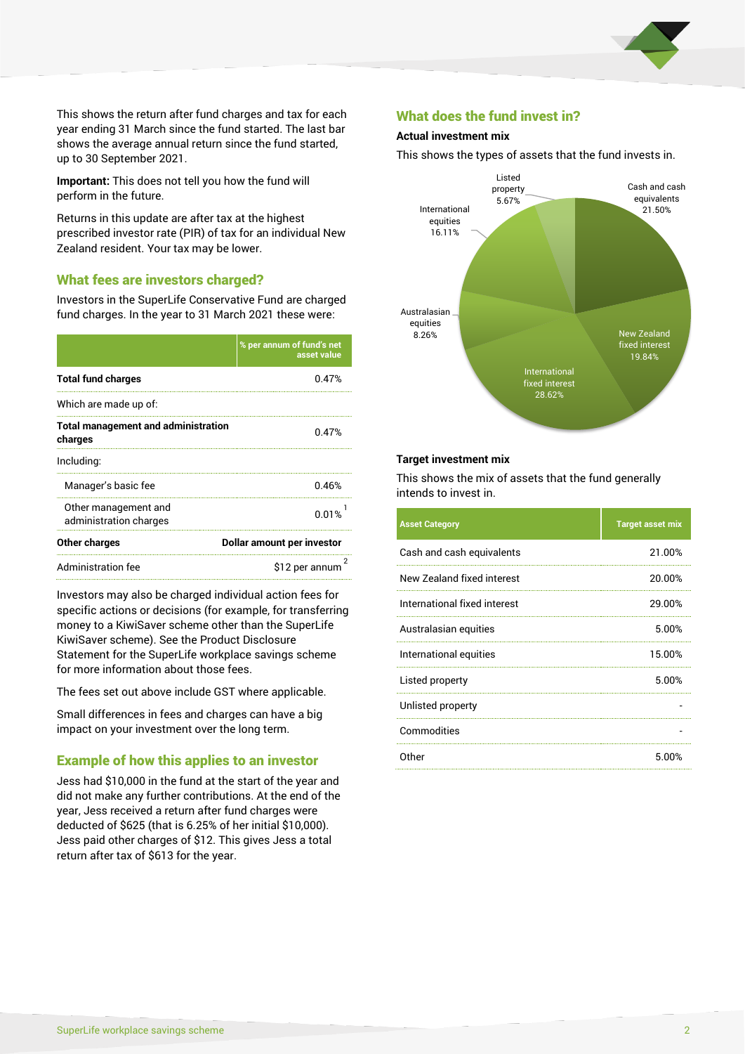This shows the return after fund charges and tax for each year ending 31 March since the fund started. The last bar shows the average annual return since the fund started, up to 30 September 2021.

**Important:** This does not tell you how the fund will perform in the future.

Returns in this update are after tax at the highest prescribed investor rate (PIR) of tax for an individual New Zealand resident. Your tax may be lower.

## What fees are investors charged?

Investors in the SuperLife Conservative Fund are charged fund charges. In the year to 31 March 2021 these were:

| | % per annum of fund's net asset value |
|---|---|
| **Total fund charges** | 0.47% |
| Which are made up of: | |
| **Total management and administration charges** | 0.47% |
| Including: | |
| Manager's basic fee | 0.46% |
| Other management and administration charges | 0.01% [1] |
| **Other charges** | **Dollar amount per investor** |
| Administration fee | $12 per annum [2] |

Investors may also be charged individual action fees for specific actions or decisions (for example, for transferring money to a KiwiSaver scheme other than the SuperLife KiwiSaver scheme). See the Product Disclosure Statement for the SuperLife workplace savings scheme for more information about those fees.

The fees set out above include GST where applicable.

Small differences in fees and charges can have a big impact on your investment over the long term.

## Example of how this applies to an investor

Jess had $10,000 in the fund at the start of the year and did not make any further contributions. At the end of the year, Jess received a return after fund charges were deducted of $625 (that is 6.25% of her initial $10,000). Jess paid other charges of $12. This gives Jess a total return after tax of $613 for the year.

## What does the fund invest in?

### Actual investment mix

This shows the types of assets that the fund invests in.

| Asset | Actual mix |
|---|---|
| Cash and cash equivalents | 21.50% |
| New Zealand fixed interest | 19.84% |
| International fixed interest | 28.62% |
| Australasian equities | 8.26% |
| International equities | 16.11% |
| Listed property | 5.67% |

### Target investment mix

This shows the mix of assets that the fund generally intends to invest in.

| Asset Category | Target asset mix |
|---|---|
| Cash and cash equivalents | 21.00% |
| New Zealand fixed interest | 20.00% |
| International fixed interest | 29.00% |
| Australasian equities | 5.00% |
| International equities | 15.00% |
| Listed property | 5.00% |
| Unlisted property | - |
| Commodities | - |
| Other | 5.00% |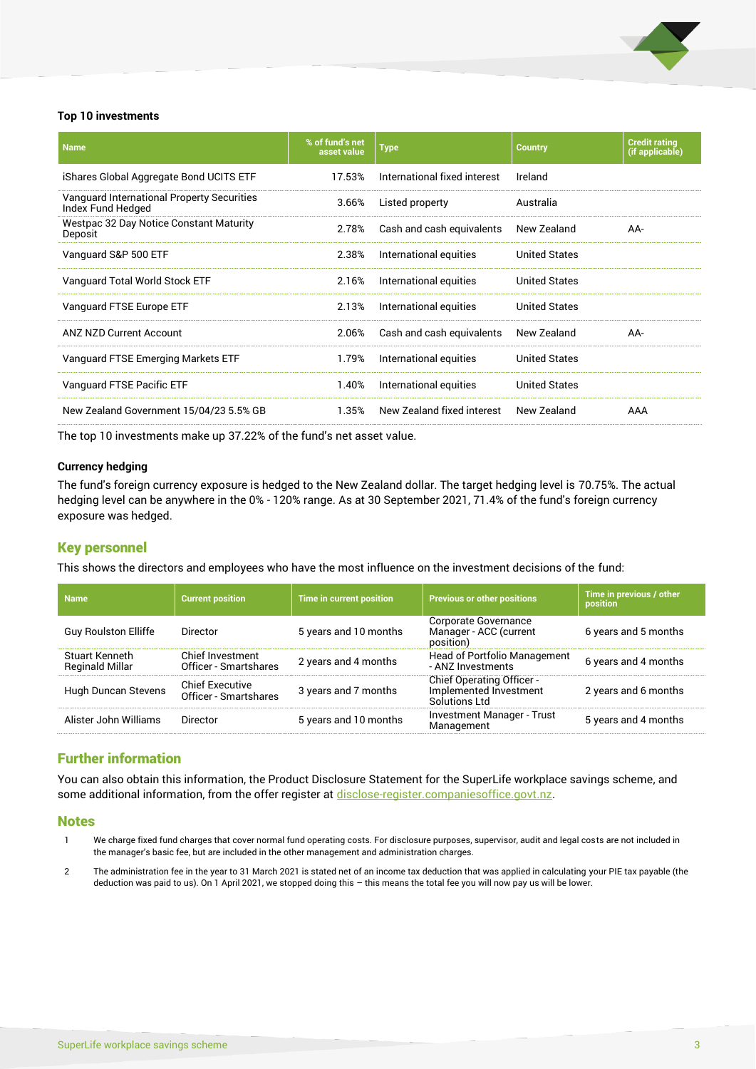### Top 10 investments

| Name | % of fund's net asset value | Type | Country | Credit rating (if applicable) |
|---|---|---|---|---|
| iShares Global Aggregate Bond UCITS ETF | 17.53% | International fixed interest | Ireland | |
| Vanguard International Property Securities Index Fund Hedged | 3.66% | Listed property | Australia | |
| Westpac 32 Day Notice Constant Maturity Deposit | 2.78% | Cash and cash equivalents | New Zealand | AA- |
| Vanguard S&P 500 ETF | 2.38% | International equities | United States | |
| Vanguard Total World Stock ETF | 2.16% | International equities | United States | |
| Vanguard FTSE Europe ETF | 2.13% | International equities | United States | |
| ANZ NZD Current Account | 2.06% | Cash and cash equivalents | New Zealand | AA- |
| Vanguard FTSE Emerging Markets ETF | 1.79% | International equities | United States | |
| Vanguard FTSE Pacific ETF | 1.40% | International equities | United States | |
| New Zealand Government 15/04/23 5.5% GB | 1.35% | New Zealand fixed interest | New Zealand | AAA |

The top 10 investments make up 37.22% of the fund's net asset value.

### Currency hedging

The fund's foreign currency exposure is hedged to the New Zealand dollar. The target hedging level is 70.75%. The actual hedging level can be anywhere in the 0% - 120% range. As at 30 September 2021, 71.4% of the fund's foreign currency exposure was hedged.

## Key personnel

This shows the directors and employees who have the most influence on the investment decisions of the fund:

| Name | Current position | Time in current position | Previous or other positions | Time in previous / other position |
|---|---|---|---|---|
| Guy Roulston Elliffe | Director | 5 years and 10 months | Corporate Governance Manager - ACC (current position) | 6 years and 5 months |
| Stuart Kenneth Reginald Millar | Chief Investment Officer - Smartshares | 2 years and 4 months | Head of Portfolio Management - ANZ Investments | 6 years and 4 months |
| Hugh Duncan Stevens | Chief Executive Officer - Smartshares | 3 years and 7 months | Chief Operating Officer - Implemented Investment Solutions Ltd | 2 years and 6 months |
| Alister John Williams | Director | 5 years and 10 months | Investment Manager - Trust Management | 5 years and 4 months |

## Further information

You can also obtain this information, the Product Disclosure Statement for the SuperLife workplace savings scheme, and some additional information, from the offer register at disclose-register.companiesoffice.govt.nz.

## Notes

1. We charge fixed fund charges that cover normal fund operating costs. For disclosure purposes, supervisor, audit and legal costs are not included in the manager's basic fee, but are included in the other management and administration charges.
2. The administration fee in the year to 31 March 2021 is stated net of an income tax deduction that was applied in calculating your PIE tax payable (the deduction was paid to us). On 1 April 2021, we stopped doing this – this means the total fee you will now pay us will be lower.